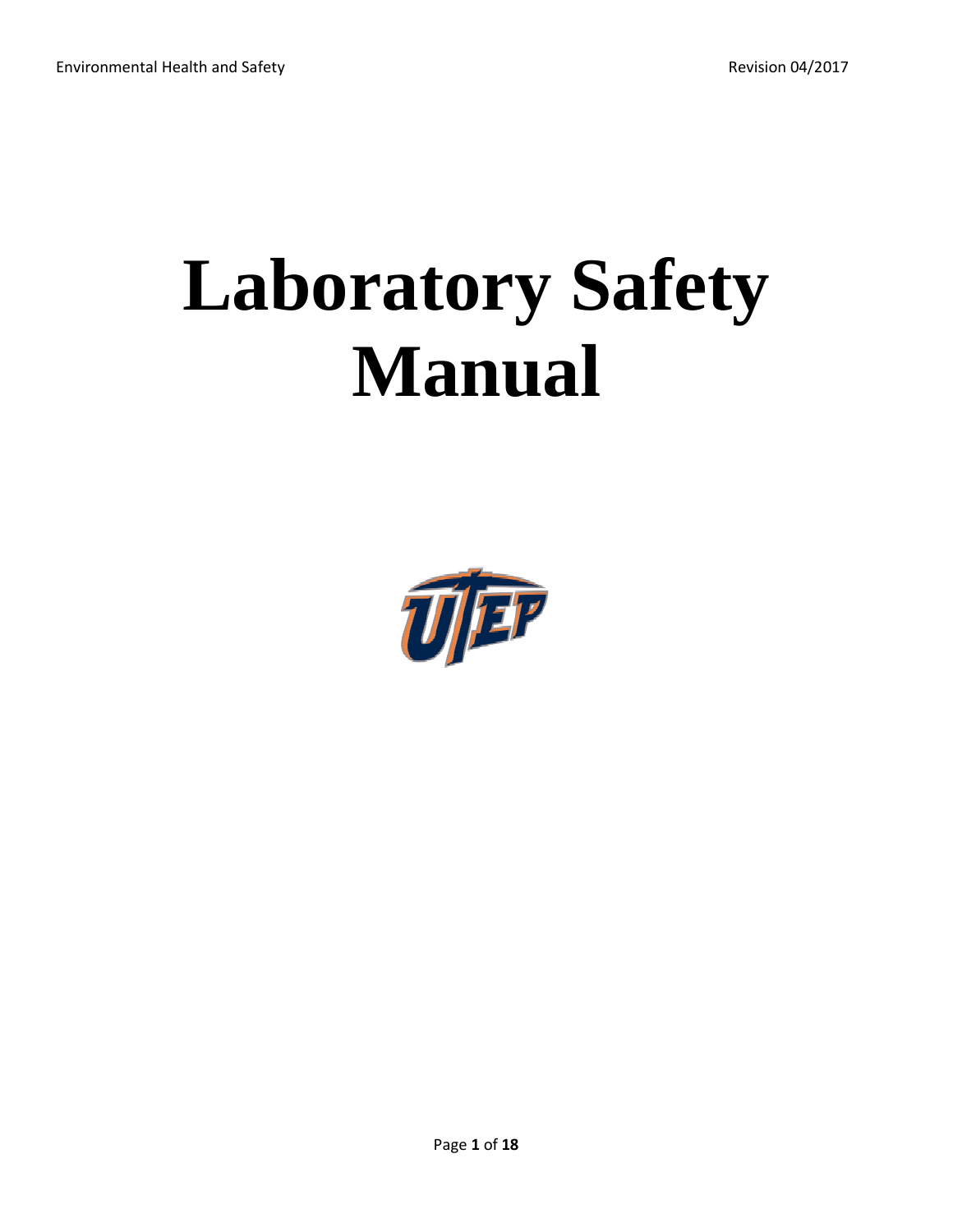# Laboratory Safety Manual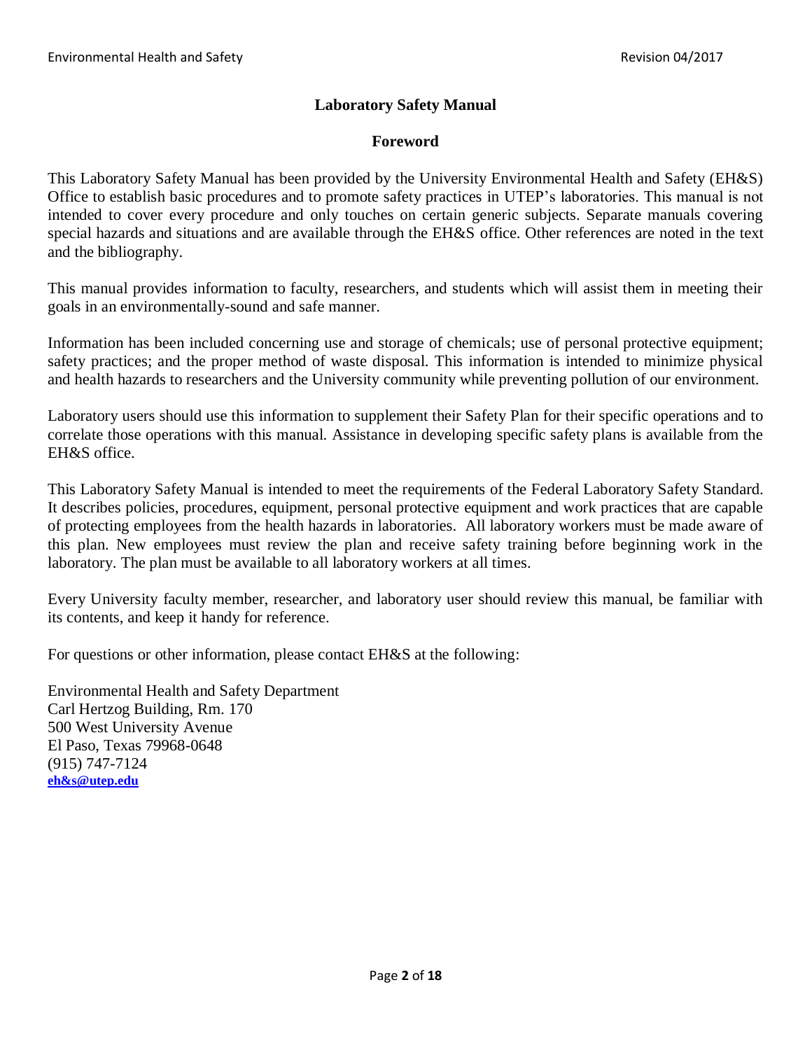# Laboratory Safety Manual

## Foreword

This Laboratory Safety Manual has been provided by the University Environmental Health and Safety (EH&S) Office to establish basic procedures and to promote safety practices in UTEP's laboratories. This manual is not intended to cover every procedure and only touches on certain generic subjects. Separate manuals covering special hazards and situations and are available through the EH&S office. Other references are noted in the text and the bibliography.

This manual provides information to faculty, researchers, and students which will assist them in meeting their goals in an environmentally-sound and safe manner.

Information has been included concerning use and storage of chemicals; use of personal protective equipment; safety practices; and the proper method of waste disposal. This information is intended to minimize physical and health hazards to researchers and the University community while preventing pollution of our environment.

Laboratory users should use this information to supplement their Safety Plan for their specific operations and to correlate those operations with this manual. Assistance in developing specific safety plans is available from the EH&S office.

This Laboratory Safety Manual is intended to meet the requirements of the Federal Laboratory Safety Standard. It describes policies, procedures, equipment, personal protective equipment and work practices that are capable of protecting employees from the health hazards in laboratories. All laboratory workers must be made aware of this plan. New employees must review the plan and receive safety training before beginning work in the laboratory. The plan must be available to all laboratory workers at all times.

Every University faculty member, researcher, and laboratory user should review this manual, be familiar with its contents, and keep it handy for reference.

For questions or other information, please contact EH&S at the following:

Environmental Health and Safety Department
Carl Hertzog Building, Rm. 170
500 West University Avenue
El Paso, Texas 79968-0648
(915) 747-7124
**eh&s@utep.edu**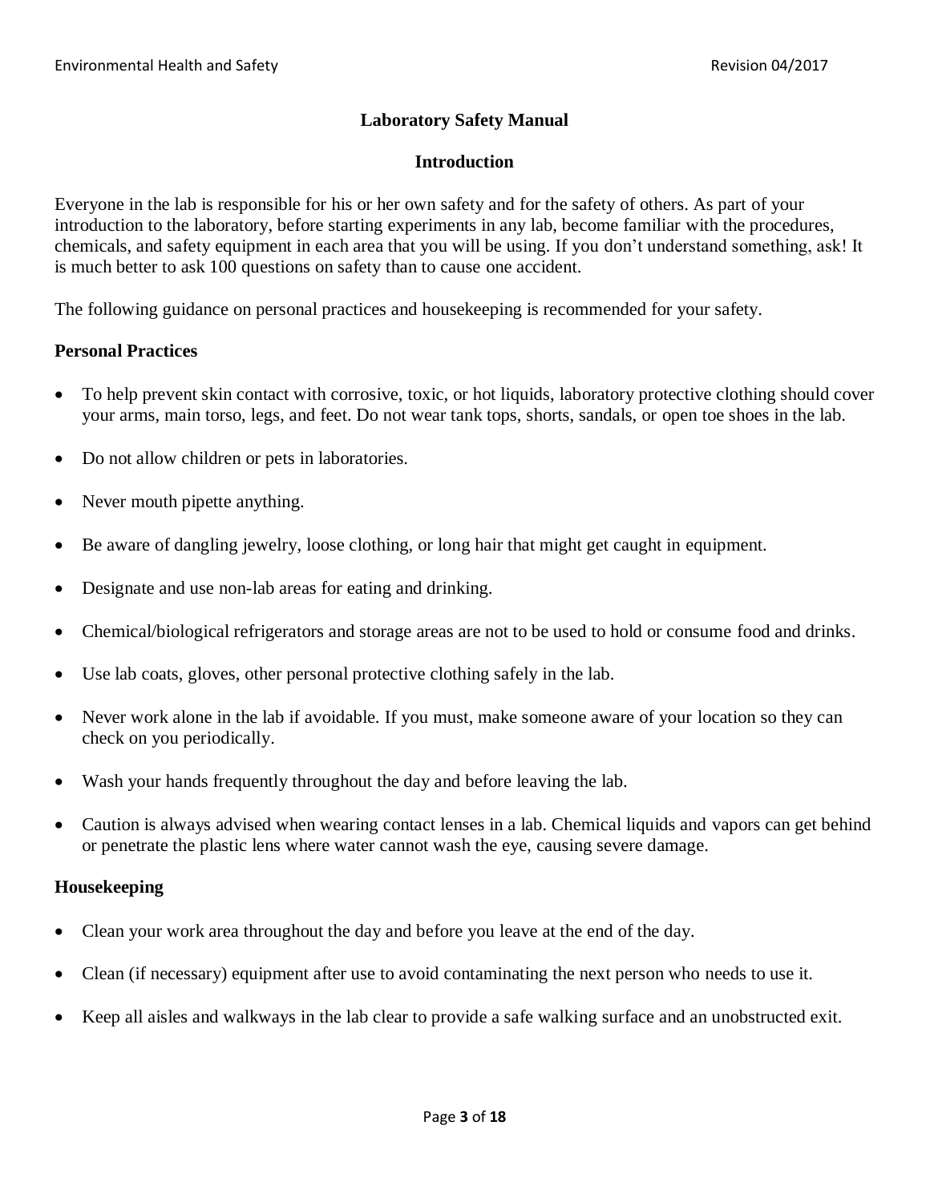# Laboratory Safety Manual

## Introduction

Everyone in the lab is responsible for his or her own safety and for the safety of others. As part of your introduction to the laboratory, before starting experiments in any lab, become familiar with the procedures, chemicals, and safety equipment in each area that you will be using. If you don't understand something, ask! It is much better to ask 100 questions on safety than to cause one accident.

The following guidance on personal practices and housekeeping is recommended for your safety.

### Personal Practices

- To help prevent skin contact with corrosive, toxic, or hot liquids, laboratory protective clothing should cover your arms, main torso, legs, and feet. Do not wear tank tops, shorts, sandals, or open toe shoes in the lab.
- Do not allow children or pets in laboratories.
- Never mouth pipette anything.
- Be aware of dangling jewelry, loose clothing, or long hair that might get caught in equipment.
- Designate and use non-lab areas for eating and drinking.
- Chemical/biological refrigerators and storage areas are not to be used to hold or consume food and drinks.
- Use lab coats, gloves, other personal protective clothing safely in the lab.
- Never work alone in the lab if avoidable. If you must, make someone aware of your location so they can check on you periodically.
- Wash your hands frequently throughout the day and before leaving the lab.
- Caution is always advised when wearing contact lenses in a lab. Chemical liquids and vapors can get behind or penetrate the plastic lens where water cannot wash the eye, causing severe damage.

### Housekeeping

- Clean your work area throughout the day and before you leave at the end of the day.
- Clean (if necessary) equipment after use to avoid contaminating the next person who needs to use it.
- Keep all aisles and walkways in the lab clear to provide a safe walking surface and an unobstructed exit.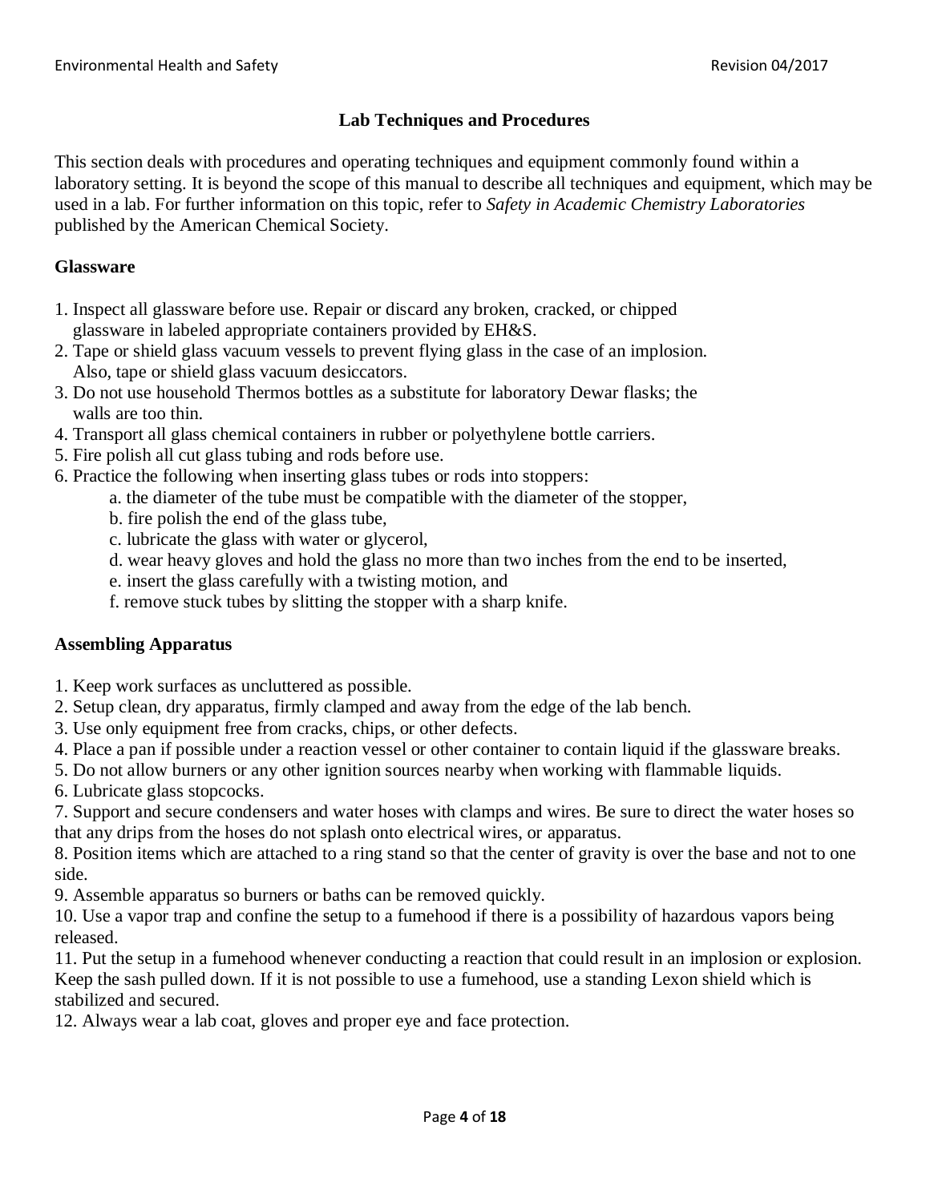# Lab Techniques and Procedures

This section deals with procedures and operating techniques and equipment commonly found within a laboratory setting. It is beyond the scope of this manual to describe all techniques and equipment, which may be used in a lab. For further information on this topic, refer to *Safety in Academic Chemistry Laboratories* published by the American Chemical Society.

## Glassware

1. Inspect all glassware before use. Repair or discard any broken, cracked, or chipped glassware in labeled appropriate containers provided by EH&S.
2. Tape or shield glass vacuum vessels to prevent flying glass in the case of an implosion. Also, tape or shield glass vacuum desiccators.
3. Do not use household Thermos bottles as a substitute for laboratory Dewar flasks; the walls are too thin.
4. Transport all glass chemical containers in rubber or polyethylene bottle carriers.
5. Fire polish all cut glass tubing and rods before use.
6. Practice the following when inserting glass tubes or rods into stoppers:
   a. the diameter of the tube must be compatible with the diameter of the stopper,
   b. fire polish the end of the glass tube,
   c. lubricate the glass with water or glycerol,
   d. wear heavy gloves and hold the glass no more than two inches from the end to be inserted,
   e. insert the glass carefully with a twisting motion, and
   f. remove stuck tubes by slitting the stopper with a sharp knife.

## Assembling Apparatus

1. Keep work surfaces as uncluttered as possible.
2. Setup clean, dry apparatus, firmly clamped and away from the edge of the lab bench.
3. Use only equipment free from cracks, chips, or other defects.
4. Place a pan if possible under a reaction vessel or other container to contain liquid if the glassware breaks.
5. Do not allow burners or any other ignition sources nearby when working with flammable liquids.
6. Lubricate glass stopcocks.
7. Support and secure condensers and water hoses with clamps and wires. Be sure to direct the water hoses so that any drips from the hoses do not splash onto electrical wires, or apparatus.
8. Position items which are attached to a ring stand so that the center of gravity is over the base and not to one side.
9. Assemble apparatus so burners or baths can be removed quickly.
10. Use a vapor trap and confine the setup to a fumehood if there is a possibility of hazardous vapors being released.
11. Put the setup in a fumehood whenever conducting a reaction that could result in an implosion or explosion. Keep the sash pulled down. If it is not possible to use a fumehood, use a standing Lexon shield which is stabilized and secured.
12. Always wear a lab coat, gloves and proper eye and face protection.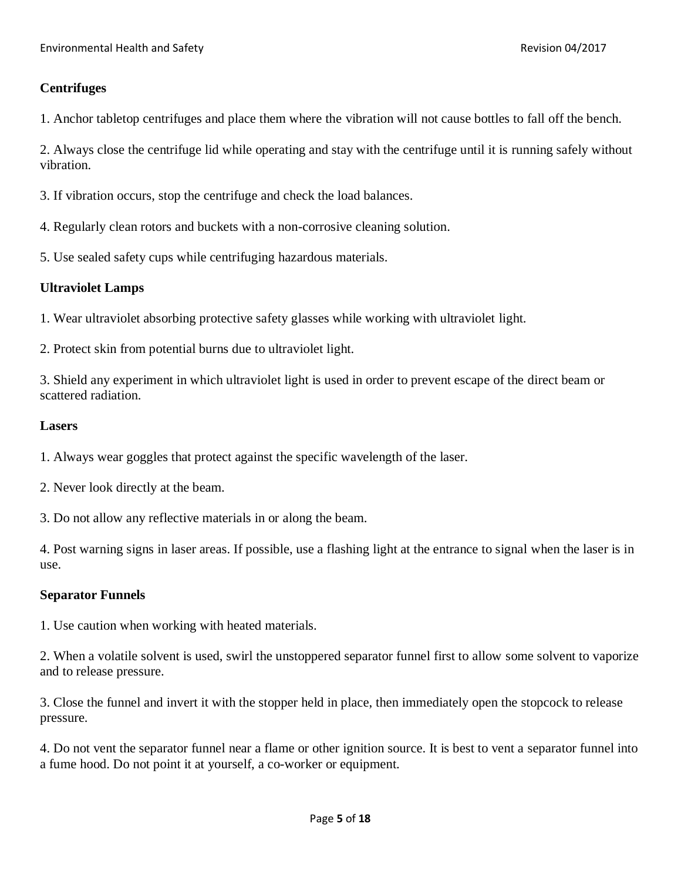**Centrifuges**

1. Anchor tabletop centrifuges and place them where the vibration will not cause bottles to fall off the bench.

2. Always close the centrifuge lid while operating and stay with the centrifuge until it is running safely without vibration.

3. If vibration occurs, stop the centrifuge and check the load balances.

4. Regularly clean rotors and buckets with a non-corrosive cleaning solution.

5. Use sealed safety cups while centrifuging hazardous materials.

**Ultraviolet Lamps**

1. Wear ultraviolet absorbing protective safety glasses while working with ultraviolet light.

2. Protect skin from potential burns due to ultraviolet light.

3. Shield any experiment in which ultraviolet light is used in order to prevent escape of the direct beam or scattered radiation.

**Lasers**

1. Always wear goggles that protect against the specific wavelength of the laser.

2. Never look directly at the beam.

3. Do not allow any reflective materials in or along the beam.

4. Post warning signs in laser areas. If possible, use a flashing light at the entrance to signal when the laser is in use.

**Separator Funnels**

1. Use caution when working with heated materials.

2. When a volatile solvent is used, swirl the unstoppered separator funnel first to allow some solvent to vaporize and to release pressure.

3. Close the funnel and invert it with the stopper held in place, then immediately open the stopcock to release pressure.

4. Do not vent the separator funnel near a flame or other ignition source. It is best to vent a separator funnel into a fume hood. Do not point it at yourself, a co-worker or equipment.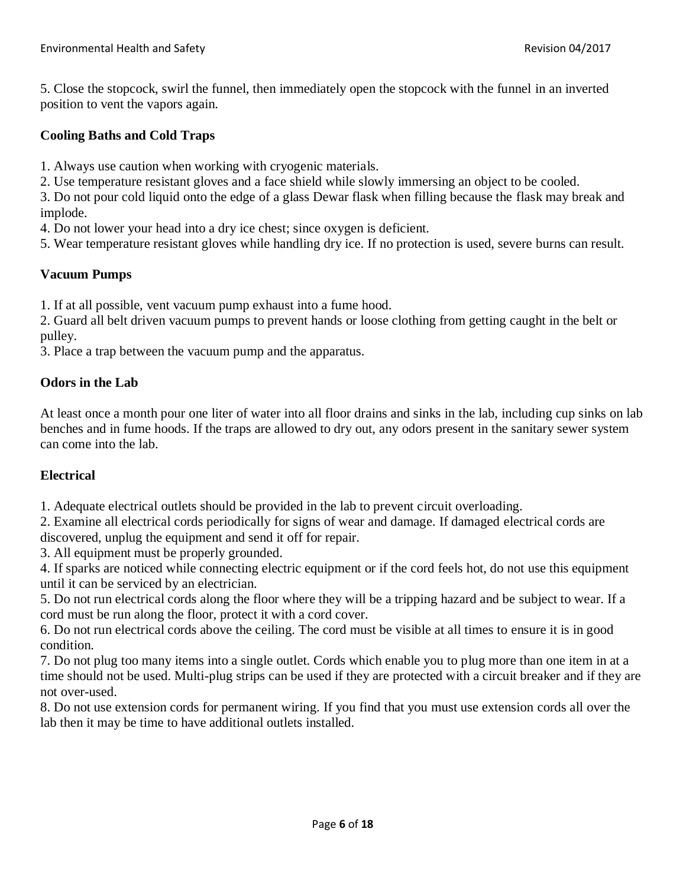5. Close the stopcock, swirl the funnel, then immediately open the stopcock with the funnel in an inverted position to vent the vapors again.

### Cooling Baths and Cold Traps

1. Always use caution when working with cryogenic materials.
2. Use temperature resistant gloves and a face shield while slowly immersing an object to be cooled.
3. Do not pour cold liquid onto the edge of a glass Dewar flask when filling because the flask may break and implode.
4. Do not lower your head into a dry ice chest; since oxygen is deficient.
5. Wear temperature resistant gloves while handling dry ice. If no protection is used, severe burns can result.

### Vacuum Pumps

1. If at all possible, vent vacuum pump exhaust into a fume hood.
2. Guard all belt driven vacuum pumps to prevent hands or loose clothing from getting caught in the belt or pulley.
3. Place a trap between the vacuum pump and the apparatus.

### Odors in the Lab

At least once a month pour one liter of water into all floor drains and sinks in the lab, including cup sinks on lab benches and in fume hoods. If the traps are allowed to dry out, any odors present in the sanitary sewer system can come into the lab.

### Electrical

1. Adequate electrical outlets should be provided in the lab to prevent circuit overloading.
2. Examine all electrical cords periodically for signs of wear and damage. If damaged electrical cords are discovered, unplug the equipment and send it off for repair.
3. All equipment must be properly grounded.
4. If sparks are noticed while connecting electric equipment or if the cord feels hot, do not use this equipment until it can be serviced by an electrician.
5. Do not run electrical cords along the floor where they will be a tripping hazard and be subject to wear. If a cord must be run along the floor, protect it with a cord cover.
6. Do not run electrical cords above the ceiling. The cord must be visible at all times to ensure it is in good condition.
7. Do not plug too many items into a single outlet. Cords which enable you to plug more than one item in at a time should not be used. Multi-plug strips can be used if they are protected with a circuit breaker and if they are not over-used.
8. Do not use extension cords for permanent wiring. If you find that you must use extension cords all over the lab then it may be time to have additional outlets installed.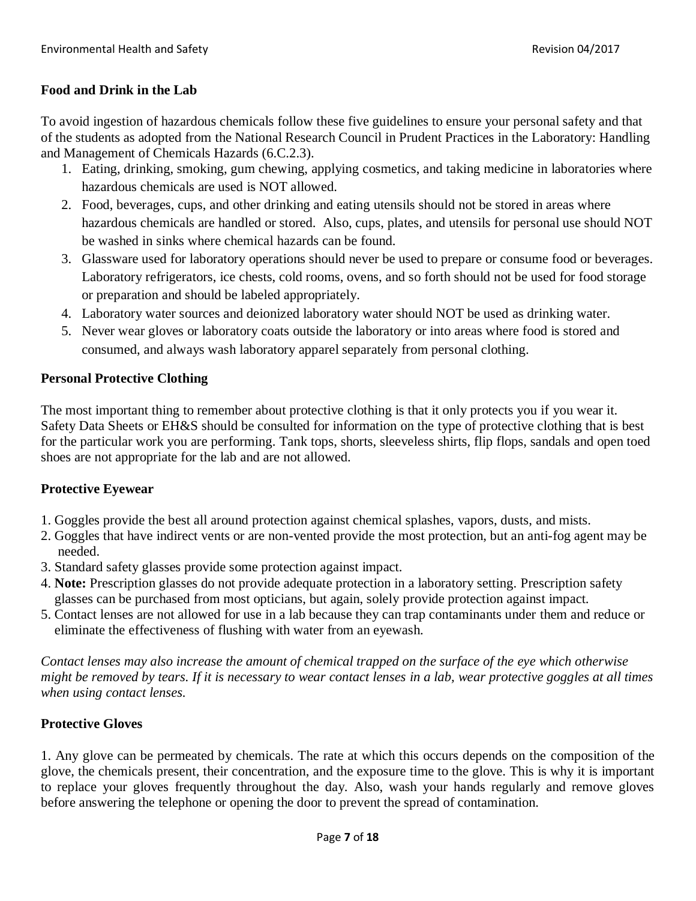## Food and Drink in the Lab

To avoid ingestion of hazardous chemicals follow these five guidelines to ensure your personal safety and that of the students as adopted from the National Research Council in Prudent Practices in the Laboratory: Handling and Management of Chemicals Hazards (6.C.2.3).

1. Eating, drinking, smoking, gum chewing, applying cosmetics, and taking medicine in laboratories where hazardous chemicals are used is NOT allowed.
2. Food, beverages, cups, and other drinking and eating utensils should not be stored in areas where hazardous chemicals are handled or stored. Also, cups, plates, and utensils for personal use should NOT be washed in sinks where chemical hazards can be found.
3. Glassware used for laboratory operations should never be used to prepare or consume food or beverages. Laboratory refrigerators, ice chests, cold rooms, ovens, and so forth should not be used for food storage or preparation and should be labeled appropriately.
4. Laboratory water sources and deionized laboratory water should NOT be used as drinking water.
5. Never wear gloves or laboratory coats outside the laboratory or into areas where food is stored and consumed, and always wash laboratory apparel separately from personal clothing.

## Personal Protective Clothing

The most important thing to remember about protective clothing is that it only protects you if you wear it. Safety Data Sheets or EH&S should be consulted for information on the type of protective clothing that is best for the particular work you are performing. Tank tops, shorts, sleeveless shirts, flip flops, sandals and open toed shoes are not appropriate for the lab and are not allowed.

## Protective Eyewear

1. Goggles provide the best all around protection against chemical splashes, vapors, dusts, and mists.
2. Goggles that have indirect vents or are non-vented provide the most protection, but an anti-fog agent may be needed.
3. Standard safety glasses provide some protection against impact.
4. **Note:** Prescription glasses do not provide adequate protection in a laboratory setting. Prescription safety glasses can be purchased from most opticians, but again, solely provide protection against impact.
5. Contact lenses are not allowed for use in a lab because they can trap contaminants under them and reduce or eliminate the effectiveness of flushing with water from an eyewash.

*Contact lenses may also increase the amount of chemical trapped on the surface of the eye which otherwise might be removed by tears. If it is necessary to wear contact lenses in a lab, wear protective goggles at all times when using contact lenses.*

## Protective Gloves

1. Any glove can be permeated by chemicals. The rate at which this occurs depends on the composition of the glove, the chemicals present, their concentration, and the exposure time to the glove. This is why it is important to replace your gloves frequently throughout the day. Also, wash your hands regularly and remove gloves before answering the telephone or opening the door to prevent the spread of contamination.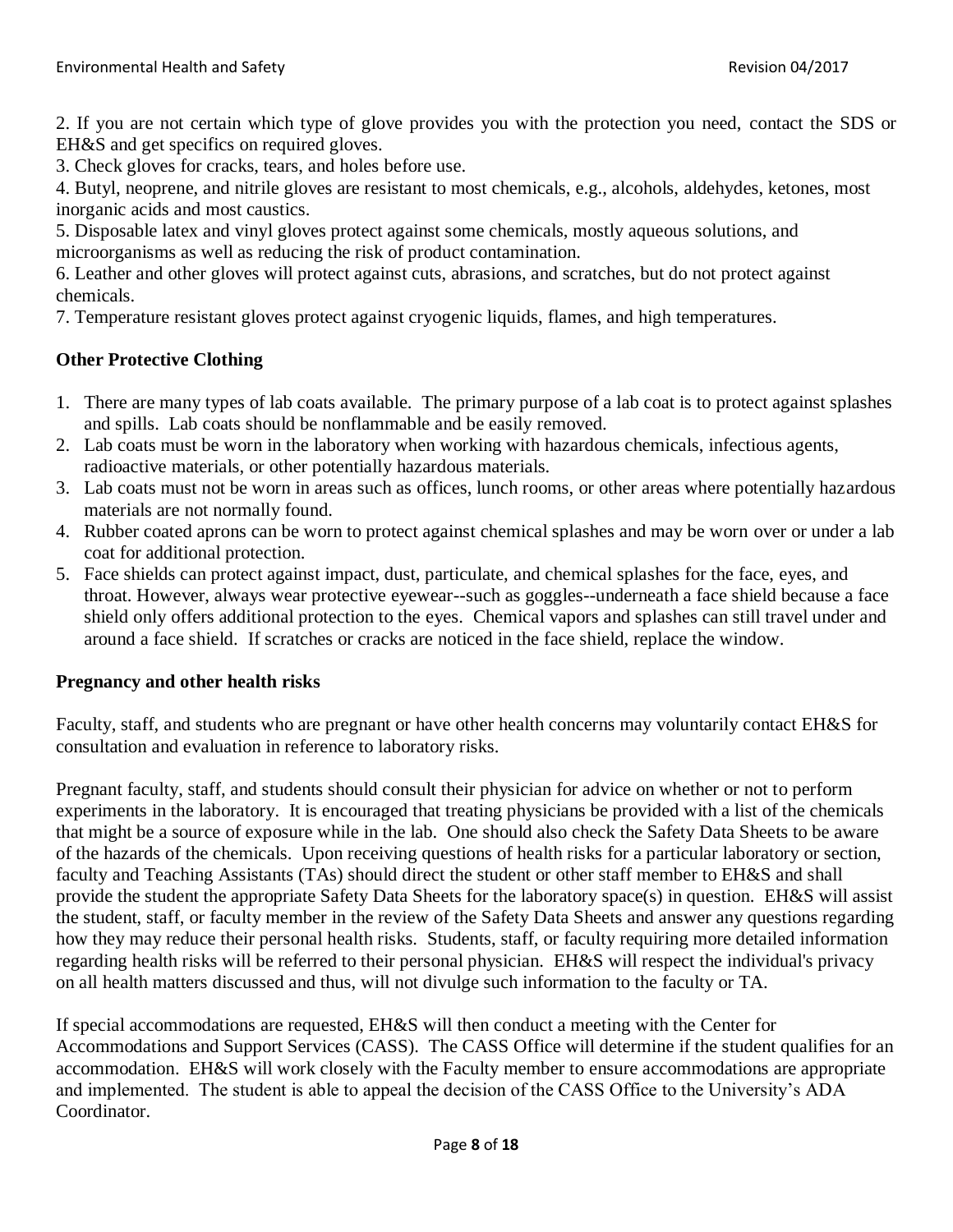2. If you are not certain which type of glove provides you with the protection you need, contact the SDS or EH&S and get specifics on required gloves.
3. Check gloves for cracks, tears, and holes before use.
4. Butyl, neoprene, and nitrile gloves are resistant to most chemicals, e.g., alcohols, aldehydes, ketones, most inorganic acids and most caustics.
5. Disposable latex and vinyl gloves protect against some chemicals, mostly aqueous solutions, and microorganisms as well as reducing the risk of product contamination.
6. Leather and other gloves will protect against cuts, abrasions, and scratches, but do not protect against chemicals.
7. Temperature resistant gloves protect against cryogenic liquids, flames, and high temperatures.

**Other Protective Clothing**

1. There are many types of lab coats available. The primary purpose of a lab coat is to protect against splashes and spills. Lab coats should be nonflammable and be easily removed.
2. Lab coats must be worn in the laboratory when working with hazardous chemicals, infectious agents, radioactive materials, or other potentially hazardous materials.
3. Lab coats must not be worn in areas such as offices, lunch rooms, or other areas where potentially hazardous materials are not normally found.
4. Rubber coated aprons can be worn to protect against chemical splashes and may be worn over or under a lab coat for additional protection.
5. Face shields can protect against impact, dust, particulate, and chemical splashes for the face, eyes, and throat. However, always wear protective eyewear--such as goggles--underneath a face shield because a face shield only offers additional protection to the eyes. Chemical vapors and splashes can still travel under and around a face shield. If scratches or cracks are noticed in the face shield, replace the window.

**Pregnancy and other health risks**

Faculty, staff, and students who are pregnant or have other health concerns may voluntarily contact EH&S for consultation and evaluation in reference to laboratory risks.

Pregnant faculty, staff, and students should consult their physician for advice on whether or not to perform experiments in the laboratory. It is encouraged that treating physicians be provided with a list of the chemicals that might be a source of exposure while in the lab. One should also check the Safety Data Sheets to be aware of the hazards of the chemicals. Upon receiving questions of health risks for a particular laboratory or section, faculty and Teaching Assistants (TAs) should direct the student or other staff member to EH&S and shall provide the student the appropriate Safety Data Sheets for the laboratory space(s) in question. EH&S will assist the student, staff, or faculty member in the review of the Safety Data Sheets and answer any questions regarding how they may reduce their personal health risks. Students, staff, or faculty requiring more detailed information regarding health risks will be referred to their personal physician. EH&S will respect the individual's privacy on all health matters discussed and thus, will not divulge such information to the faculty or TA.

If special accommodations are requested, EH&S will then conduct a meeting with the Center for Accommodations and Support Services (CASS). The CASS Office will determine if the student qualifies for an accommodation. EH&S will work closely with the Faculty member to ensure accommodations are appropriate and implemented. The student is able to appeal the decision of the CASS Office to the University's ADA Coordinator.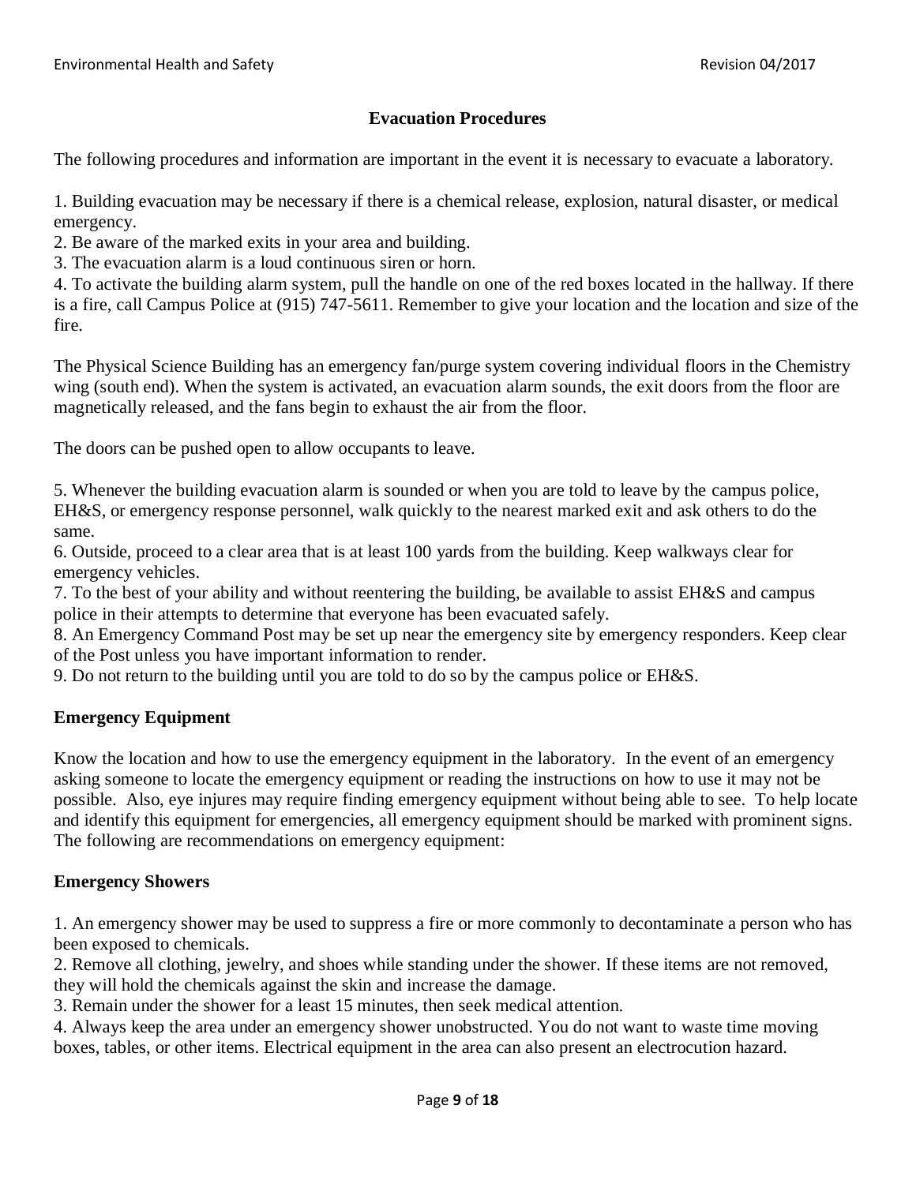## Evacuation Procedures

The following procedures and information are important in the event it is necessary to evacuate a laboratory.

1. Building evacuation may be necessary if there is a chemical release, explosion, natural disaster, or medical emergency.
2. Be aware of the marked exits in your area and building.
3. The evacuation alarm is a loud continuous siren or horn.
4. To activate the building alarm system, pull the handle on one of the red boxes located in the hallway. If there is a fire, call Campus Police at (915) 747-5611. Remember to give your location and the location and size of the fire.

The Physical Science Building has an emergency fan/purge system covering individual floors in the Chemistry wing (south end). When the system is activated, an evacuation alarm sounds, the exit doors from the floor are magnetically released, and the fans begin to exhaust the air from the floor.

The doors can be pushed open to allow occupants to leave.

5. Whenever the building evacuation alarm is sounded or when you are told to leave by the campus police, EH&S, or emergency response personnel, walk quickly to the nearest marked exit and ask others to do the same.
6. Outside, proceed to a clear area that is at least 100 yards from the building. Keep walkways clear for emergency vehicles.
7. To the best of your ability and without reentering the building, be available to assist EH&S and campus police in their attempts to determine that everyone has been evacuated safely.
8. An Emergency Command Post may be set up near the emergency site by emergency responders. Keep clear of the Post unless you have important information to render.
9. Do not return to the building until you are told to do so by the campus police or EH&S.

## Emergency Equipment

Know the location and how to use the emergency equipment in the laboratory. In the event of an emergency asking someone to locate the emergency equipment or reading the instructions on how to use it may not be possible. Also, eye injures may require finding emergency equipment without being able to see. To help locate and identify this equipment for emergencies, all emergency equipment should be marked with prominent signs. The following are recommendations on emergency equipment:

## Emergency Showers

1. An emergency shower may be used to suppress a fire or more commonly to decontaminate a person who has been exposed to chemicals.
2. Remove all clothing, jewelry, and shoes while standing under the shower. If these items are not removed, they will hold the chemicals against the skin and increase the damage.
3. Remain under the shower for a least 15 minutes, then seek medical attention.
4. Always keep the area under an emergency shower unobstructed. You do not want to waste time moving boxes, tables, or other items. Electrical equipment in the area can also present an electrocution hazard.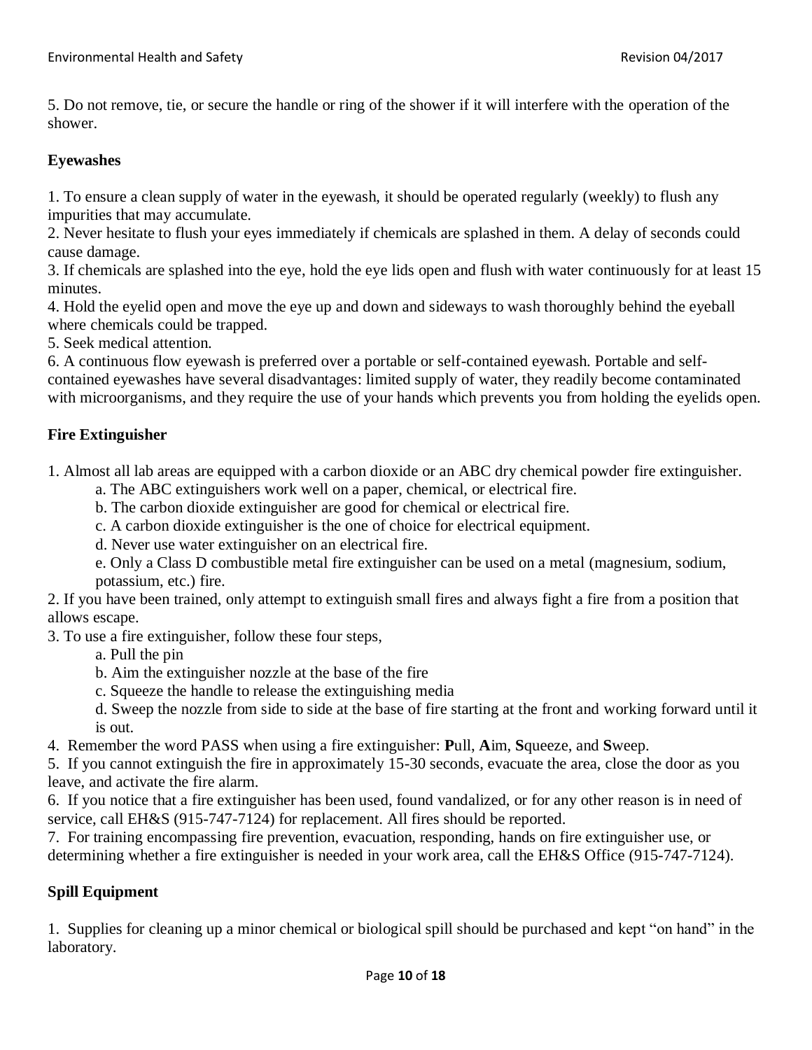5. Do not remove, tie, or secure the handle or ring of the shower if it will interfere with the operation of the shower.

**Eyewashes**

1. To ensure a clean supply of water in the eyewash, it should be operated regularly (weekly) to flush any impurities that may accumulate.
2. Never hesitate to flush your eyes immediately if chemicals are splashed in them. A delay of seconds could cause damage.
3. If chemicals are splashed into the eye, hold the eye lids open and flush with water continuously for at least 15 minutes.
4. Hold the eyelid open and move the eye up and down and sideways to wash thoroughly behind the eyeball where chemicals could be trapped.
5. Seek medical attention.
6. A continuous flow eyewash is preferred over a portable or self-contained eyewash. Portable and self-contained eyewashes have several disadvantages: limited supply of water, they readily become contaminated with microorganisms, and they require the use of your hands which prevents you from holding the eyelids open.

**Fire Extinguisher**

1. Almost all lab areas are equipped with a carbon dioxide or an ABC dry chemical powder fire extinguisher.
   a. The ABC extinguishers work well on a paper, chemical, or electrical fire.
   b. The carbon dioxide extinguisher are good for chemical or electrical fire.
   c. A carbon dioxide extinguisher is the one of choice for electrical equipment.
   d. Never use water extinguisher on an electrical fire.
   e. Only a Class D combustible metal fire extinguisher can be used on a metal (magnesium, sodium, potassium, etc.) fire.
2. If you have been trained, only attempt to extinguish small fires and always fight a fire from a position that allows escape.
3. To use a fire extinguisher, follow these four steps,
   a. Pull the pin
   b. Aim the extinguisher nozzle at the base of the fire
   c. Squeeze the handle to release the extinguishing media
   d. Sweep the nozzle from side to side at the base of fire starting at the front and working forward until it is out.
4. Remember the word PASS when using a fire extinguisher: **P**ull, **A**im, **S**queeze, and **S**weep.
5. If you cannot extinguish the fire in approximately 15-30 seconds, evacuate the area, close the door as you leave, and activate the fire alarm.
6. If you notice that a fire extinguisher has been used, found vandalized, or for any other reason is in need of service, call EH&S (915-747-7124) for replacement. All fires should be reported.
7. For training encompassing fire prevention, evacuation, responding, hands on fire extinguisher use, or determining whether a fire extinguisher is needed in your work area, call the EH&S Office (915-747-7124).

**Spill Equipment**

1. Supplies for cleaning up a minor chemical or biological spill should be purchased and kept "on hand" in the laboratory.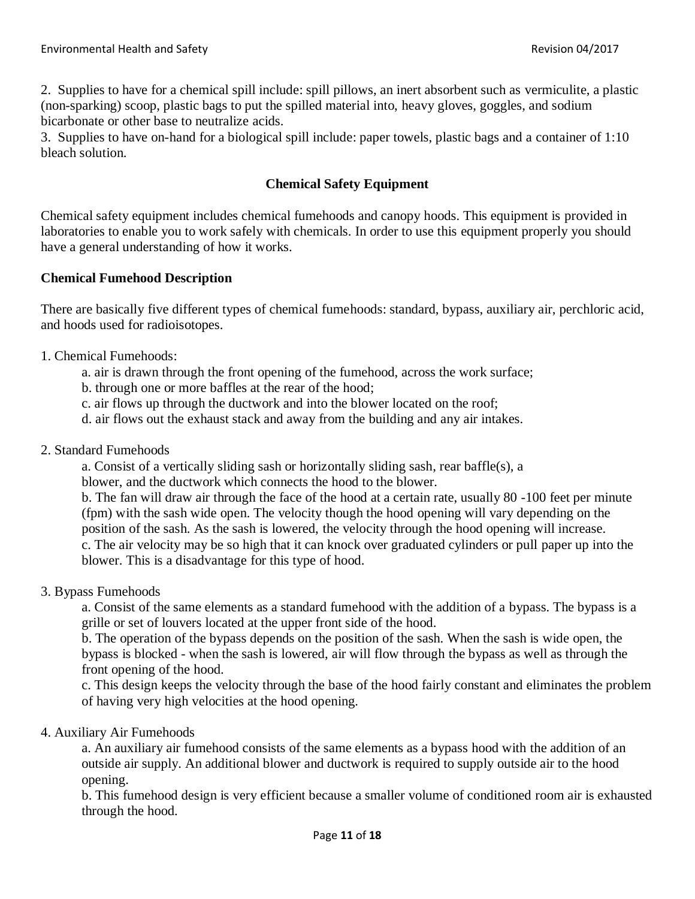2. Supplies to have for a chemical spill include: spill pillows, an inert absorbent such as vermiculite, a plastic (non-sparking) scoop, plastic bags to put the spilled material into, heavy gloves, goggles, and sodium bicarbonate or other base to neutralize acids.
3. Supplies to have on-hand for a biological spill include: paper towels, plastic bags and a container of 1:10 bleach solution.

## Chemical Safety Equipment

Chemical safety equipment includes chemical fumehoods and canopy hoods. This equipment is provided in laboratories to enable you to work safely with chemicals. In order to use this equipment properly you should have a general understanding of how it works.

### Chemical Fumehood Description

There are basically five different types of chemical fumehoods: standard, bypass, auxiliary air, perchloric acid, and hoods used for radioisotopes.

1. Chemical Fumehoods:
    - a. air is drawn through the front opening of the fumehood, across the work surface;
    - b. through one or more baffles at the rear of the hood;
    - c. air flows up through the ductwork and into the blower located on the roof;
    - d. air flows out the exhaust stack and away from the building and any air intakes.

2. Standard Fumehoods
    - a. Consist of a vertically sliding sash or horizontally sliding sash, rear baffle(s), a blower, and the ductwork which connects the hood to the blower.
    - b. The fan will draw air through the face of the hood at a certain rate, usually 80 -100 feet per minute (fpm) with the sash wide open. The velocity though the hood opening will vary depending on the position of the sash. As the sash is lowered, the velocity through the hood opening will increase.
    - c. The air velocity may be so high that it can knock over graduated cylinders or pull paper up into the blower. This is a disadvantage for this type of hood.

3. Bypass Fumehoods
    - a. Consist of the same elements as a standard fumehood with the addition of a bypass. The bypass is a grille or set of louvers located at the upper front side of the hood.
    - b. The operation of the bypass depends on the position of the sash. When the sash is wide open, the bypass is blocked - when the sash is lowered, air will flow through the bypass as well as through the front opening of the hood.
    - c. This design keeps the velocity through the base of the hood fairly constant and eliminates the problem of having very high velocities at the hood opening.

4. Auxiliary Air Fumehoods
    - a. An auxiliary air fumehood consists of the same elements as a bypass hood with the addition of an outside air supply. An additional blower and ductwork is required to supply outside air to the hood opening.
    - b. This fumehood design is very efficient because a smaller volume of conditioned room air is exhausted through the hood.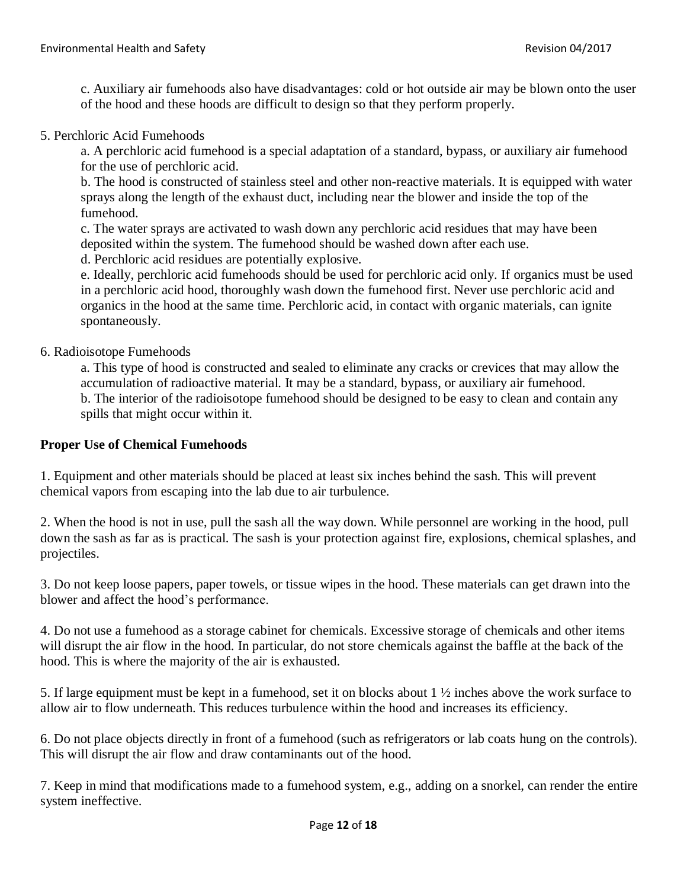c. Auxiliary air fumehoods also have disadvantages: cold or hot outside air may be blown onto the user of the hood and these hoods are difficult to design so that they perform properly.

5. Perchloric Acid Fumehoods

   a. A perchloric acid fumehood is a special adaptation of a standard, bypass, or auxiliary air fumehood for the use of perchloric acid.
   b. The hood is constructed of stainless steel and other non-reactive materials. It is equipped with water sprays along the length of the exhaust duct, including near the blower and inside the top of the fumehood.
   c. The water sprays are activated to wash down any perchloric acid residues that may have been deposited within the system. The fumehood should be washed down after each use.
   d. Perchloric acid residues are potentially explosive.
   e. Ideally, perchloric acid fumehoods should be used for perchloric acid only. If organics must be used in a perchloric acid hood, thoroughly wash down the fumehood first. Never use perchloric acid and organics in the hood at the same time. Perchloric acid, in contact with organic materials, can ignite spontaneously.

6. Radioisotope Fumehoods

   a. This type of hood is constructed and sealed to eliminate any cracks or crevices that may allow the accumulation of radioactive material. It may be a standard, bypass, or auxiliary air fumehood.
   b. The interior of the radioisotope fumehood should be designed to be easy to clean and contain any spills that might occur within it.

**Proper Use of Chemical Fumehoods**

1. Equipment and other materials should be placed at least six inches behind the sash. This will prevent chemical vapors from escaping into the lab due to air turbulence.

2. When the hood is not in use, pull the sash all the way down. While personnel are working in the hood, pull down the sash as far as is practical. The sash is your protection against fire, explosions, chemical splashes, and projectiles.

3. Do not keep loose papers, paper towels, or tissue wipes in the hood. These materials can get drawn into the blower and affect the hood's performance.

4. Do not use a fumehood as a storage cabinet for chemicals. Excessive storage of chemicals and other items will disrupt the air flow in the hood. In particular, do not store chemicals against the baffle at the back of the hood. This is where the majority of the air is exhausted.

5. If large equipment must be kept in a fumehood, set it on blocks about 1 ½ inches above the work surface to allow air to flow underneath. This reduces turbulence within the hood and increases its efficiency.

6. Do not place objects directly in front of a fumehood (such as refrigerators or lab coats hung on the controls). This will disrupt the air flow and draw contaminants out of the hood.

7. Keep in mind that modifications made to a fumehood system, e.g., adding on a snorkel, can render the entire system ineffective.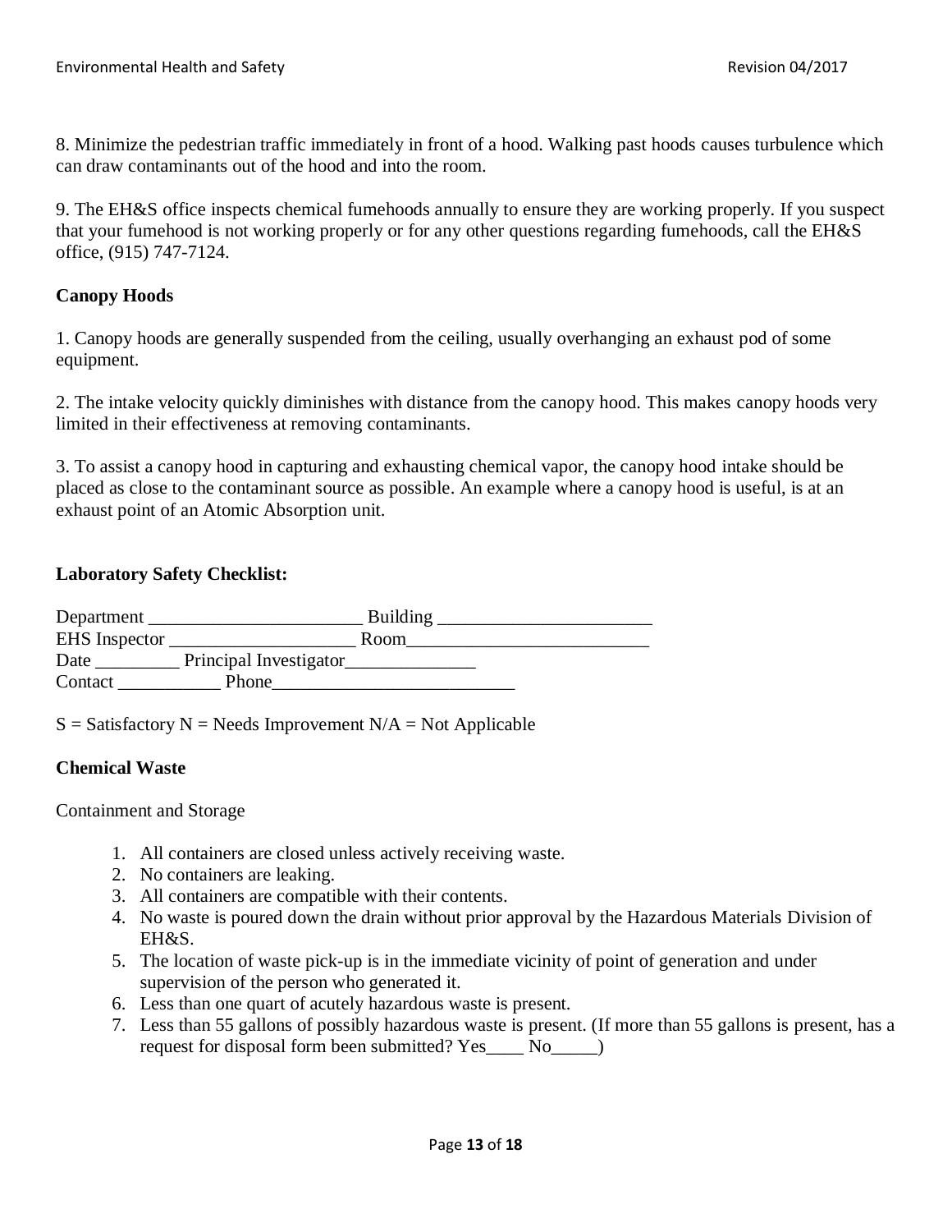8. Minimize the pedestrian traffic immediately in front of a hood. Walking past hoods causes turbulence which can draw contaminants out of the hood and into the room.

9. The EH&S office inspects chemical fumehoods annually to ensure they are working properly. If you suspect that your fumehood is not working properly or for any other questions regarding fumehoods, call the EH&S office, (915) 747-7124.

**Canopy Hoods**

1. Canopy hoods are generally suspended from the ceiling, usually overhanging an exhaust pod of some equipment.

2. The intake velocity quickly diminishes with distance from the canopy hood. This makes canopy hoods very limited in their effectiveness at removing contaminants.

3. To assist a canopy hood in capturing and exhausting chemical vapor, the canopy hood intake should be placed as close to the contaminant source as possible. An example where a canopy hood is useful, is at an exhaust point of an Atomic Absorption unit.

**Laboratory Safety Checklist:**

Department _______________________ Building _______________________
EHS Inspector ____________________ Room__________________________
Date _________ Principal Investigator______________
Contact ___________ Phone__________________________

S = Satisfactory N = Needs Improvement N/A = Not Applicable

**Chemical Waste**

Containment and Storage

1. All containers are closed unless actively receiving waste.
2. No containers are leaking.
3. All containers are compatible with their contents.
4. No waste is poured down the drain without prior approval by the Hazardous Materials Division of EH&S.
5. The location of waste pick-up is in the immediate vicinity of point of generation and under supervision of the person who generated it.
6. Less than one quart of acutely hazardous waste is present.
7. Less than 55 gallons of possibly hazardous waste is present. (If more than 55 gallons is present, has a request for disposal form been submitted? Yes____ No_____)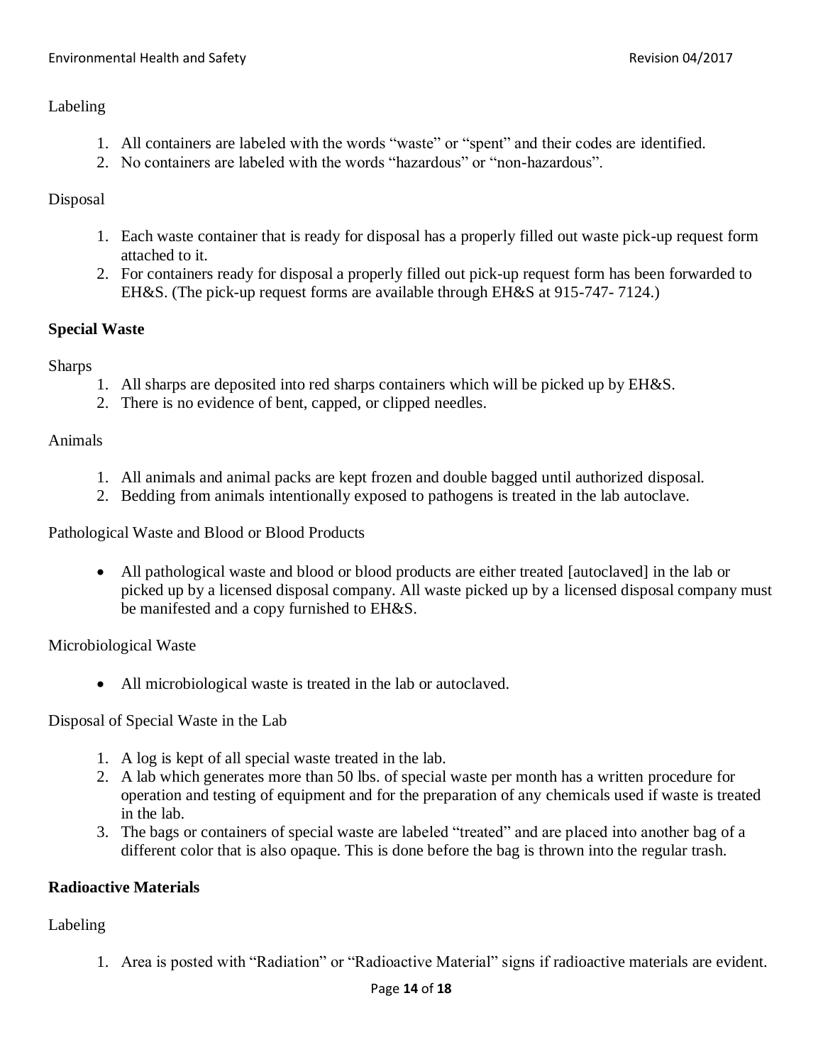Labeling

1. All containers are labeled with the words "waste" or "spent" and their codes are identified.
2. No containers are labeled with the words "hazardous" or "non-hazardous".

Disposal

1. Each waste container that is ready for disposal has a properly filled out waste pick-up request form attached to it.
2. For containers ready for disposal a properly filled out pick-up request form has been forwarded to EH&S. (The pick-up request forms are available through EH&S at 915-747- 7124.)

**Special Waste**

Sharps

1. All sharps are deposited into red sharps containers which will be picked up by EH&S.
2. There is no evidence of bent, capped, or clipped needles.

Animals

1. All animals and animal packs are kept frozen and double bagged until authorized disposal.
2. Bedding from animals intentionally exposed to pathogens is treated in the lab autoclave.

Pathological Waste and Blood or Blood Products

- All pathological waste and blood or blood products are either treated [autoclaved] in the lab or picked up by a licensed disposal company. All waste picked up by a licensed disposal company must be manifested and a copy furnished to EH&S.

Microbiological Waste

- All microbiological waste is treated in the lab or autoclaved.

Disposal of Special Waste in the Lab

1. A log is kept of all special waste treated in the lab.
2. A lab which generates more than 50 lbs. of special waste per month has a written procedure for operation and testing of equipment and for the preparation of any chemicals used if waste is treated in the lab.
3. The bags or containers of special waste are labeled "treated" and are placed into another bag of a different color that is also opaque. This is done before the bag is thrown into the regular trash.

**Radioactive Materials**

Labeling

1. Area is posted with "Radiation" or "Radioactive Material" signs if radioactive materials are evident.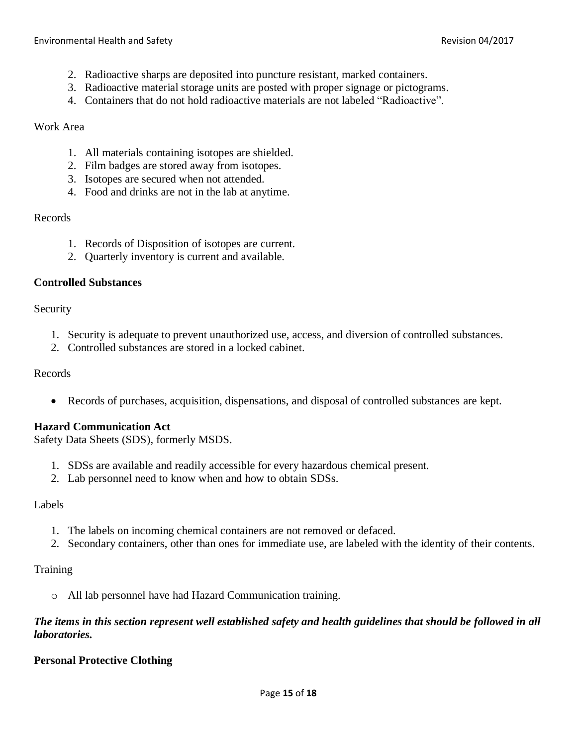2. Radioactive sharps are deposited into puncture resistant, marked containers.
3. Radioactive material storage units are posted with proper signage or pictograms.
4. Containers that do not hold radioactive materials are not labeled "Radioactive".

Work Area

1. All materials containing isotopes are shielded.
2. Film badges are stored away from isotopes.
3. Isotopes are secured when not attended.
4. Food and drinks are not in the lab at anytime.

Records

1. Records of Disposition of isotopes are current.
2. Quarterly inventory is current and available.

**Controlled Substances**

Security

1. Security is adequate to prevent unauthorized use, access, and diversion of controlled substances.
2. Controlled substances are stored in a locked cabinet.

Records

- Records of purchases, acquisition, dispensations, and disposal of controlled substances are kept.

**Hazard Communication Act**

Safety Data Sheets (SDS), formerly MSDS.

1. SDSs are available and readily accessible for every hazardous chemical present.
2. Lab personnel need to know when and how to obtain SDSs.

Labels

1. The labels on incoming chemical containers are not removed or defaced.
2. Secondary containers, other than ones for immediate use, are labeled with the identity of their contents.

Training

- All lab personnel have had Hazard Communication training.

***The items in this section represent well established safety and health guidelines that should be followed in all laboratories.***

**Personal Protective Clothing**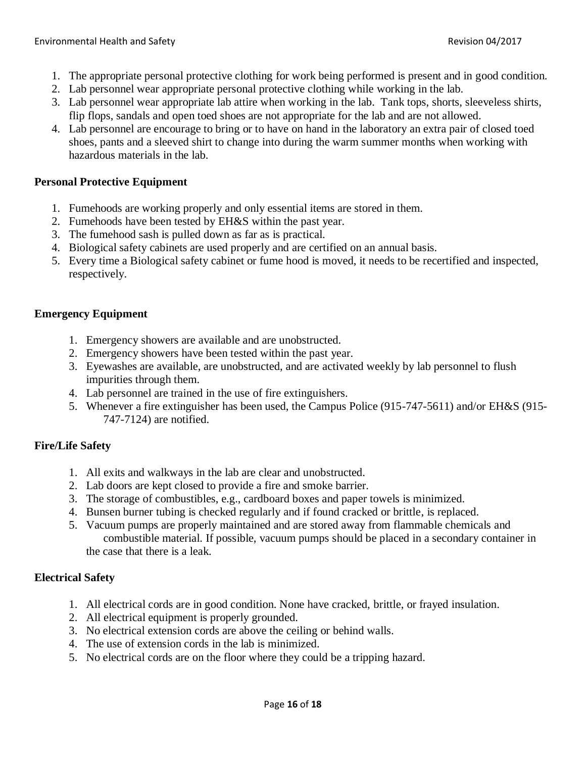1. The appropriate personal protective clothing for work being performed is present and in good condition.
2. Lab personnel wear appropriate personal protective clothing while working in the lab.
3. Lab personnel wear appropriate lab attire when working in the lab. Tank tops, shorts, sleeveless shirts, flip flops, sandals and open toed shoes are not appropriate for the lab and are not allowed.
4. Lab personnel are encourage to bring or to have on hand in the laboratory an extra pair of closed toed shoes, pants and a sleeved shirt to change into during the warm summer months when working with hazardous materials in the lab.

**Personal Protective Equipment**

1. Fumehoods are working properly and only essential items are stored in them.
2. Fumehoods have been tested by EH&S within the past year.
3. The fumehood sash is pulled down as far as is practical.
4. Biological safety cabinets are used properly and are certified on an annual basis.
5. Every time a Biological safety cabinet or fume hood is moved, it needs to be recertified and inspected, respectively.

**Emergency Equipment**

1. Emergency showers are available and are unobstructed.
2. Emergency showers have been tested within the past year.
3. Eyewashes are available, are unobstructed, and are activated weekly by lab personnel to flush impurities through them.
4. Lab personnel are trained in the use of fire extinguishers.
5. Whenever a fire extinguisher has been used, the Campus Police (915-747-5611) and/or EH&S (915-747-7124) are notified.

**Fire/Life Safety**

1. All exits and walkways in the lab are clear and unobstructed.
2. Lab doors are kept closed to provide a fire and smoke barrier.
3. The storage of combustibles, e.g., cardboard boxes and paper towels is minimized.
4. Bunsen burner tubing is checked regularly and if found cracked or brittle, is replaced.
5. Vacuum pumps are properly maintained and are stored away from flammable chemicals and combustible material. If possible, vacuum pumps should be placed in a secondary container in the case that there is a leak.

**Electrical Safety**

1. All electrical cords are in good condition. None have cracked, brittle, or frayed insulation.
2. All electrical equipment is properly grounded.
3. No electrical extension cords are above the ceiling or behind walls.
4. The use of extension cords in the lab is minimized.
5. No electrical cords are on the floor where they could be a tripping hazard.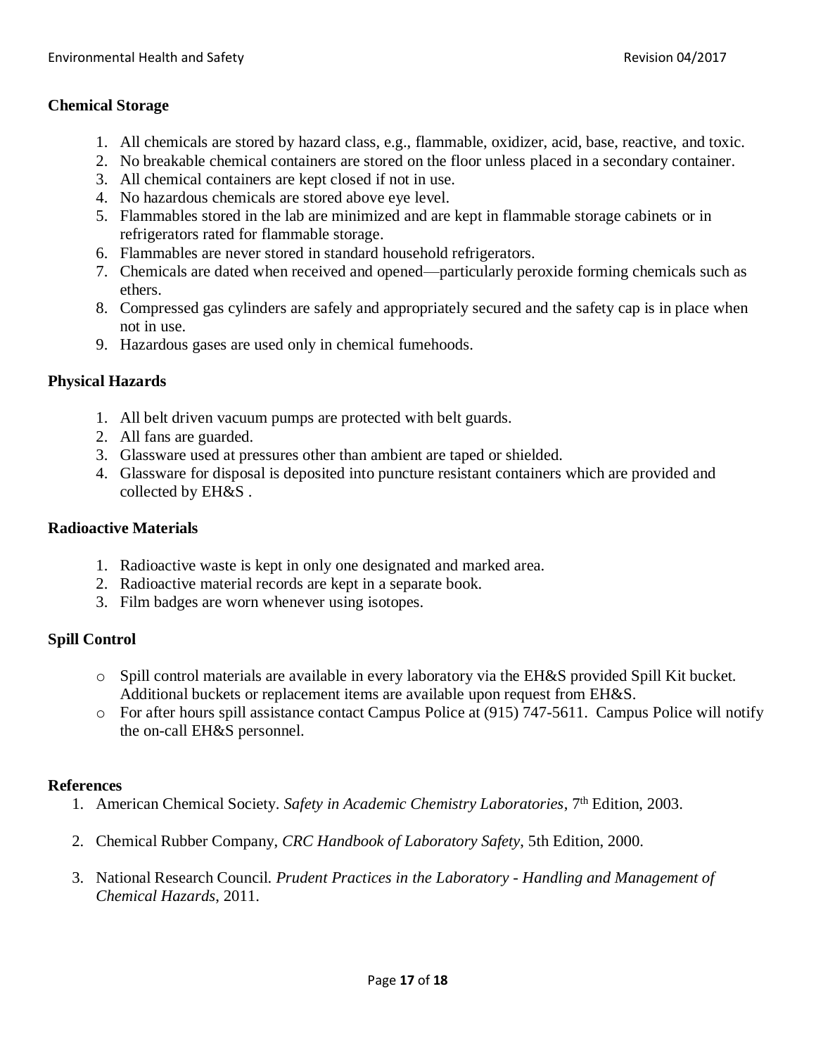### Chemical Storage

1. All chemicals are stored by hazard class, e.g., flammable, oxidizer, acid, base, reactive, and toxic.
2. No breakable chemical containers are stored on the floor unless placed in a secondary container.
3. All chemical containers are kept closed if not in use.
4. No hazardous chemicals are stored above eye level.
5. Flammables stored in the lab are minimized and are kept in flammable storage cabinets or in refrigerators rated for flammable storage.
6. Flammables are never stored in standard household refrigerators.
7. Chemicals are dated when received and opened—particularly peroxide forming chemicals such as ethers.
8. Compressed gas cylinders are safely and appropriately secured and the safety cap is in place when not in use.
9. Hazardous gases are used only in chemical fumehoods.

### Physical Hazards

1. All belt driven vacuum pumps are protected with belt guards.
2. All fans are guarded.
3. Glassware used at pressures other than ambient are taped or shielded.
4. Glassware for disposal is deposited into puncture resistant containers which are provided and collected by EH&S .

### Radioactive Materials

1. Radioactive waste is kept in only one designated and marked area.
2. Radioactive material records are kept in a separate book.
3. Film badges are worn whenever using isotopes.

### Spill Control

- Spill control materials are available in every laboratory via the EH&S provided Spill Kit bucket. Additional buckets or replacement items are available upon request from EH&S.
- For after hours spill assistance contact Campus Police at (915) 747-5611. Campus Police will notify the on-call EH&S personnel.

### References

1. American Chemical Society. *Safety in Academic Chemistry Laboratories*, 7th Edition, 2003.
2. Chemical Rubber Company, *CRC Handbook of Laboratory Safety*, 5th Edition, 2000.
3. National Research Council. *Prudent Practices in the Laboratory - Handling and Management of Chemical Hazards*, 2011.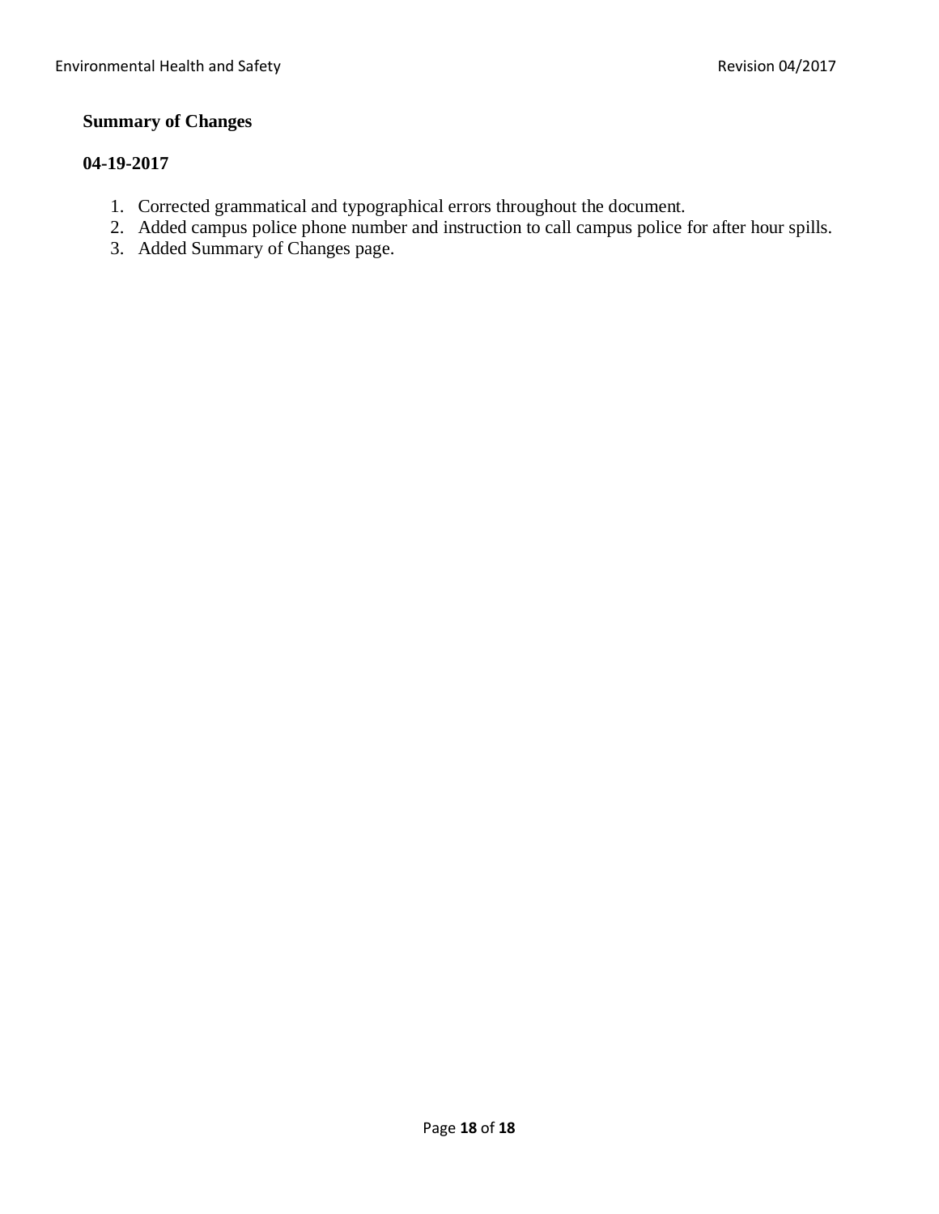## Summary of Changes

### 04-19-2017

1. Corrected grammatical and typographical errors throughout the document.
2. Added campus police phone number and instruction to call campus police for after hour spills.
3. Added Summary of Changes page.